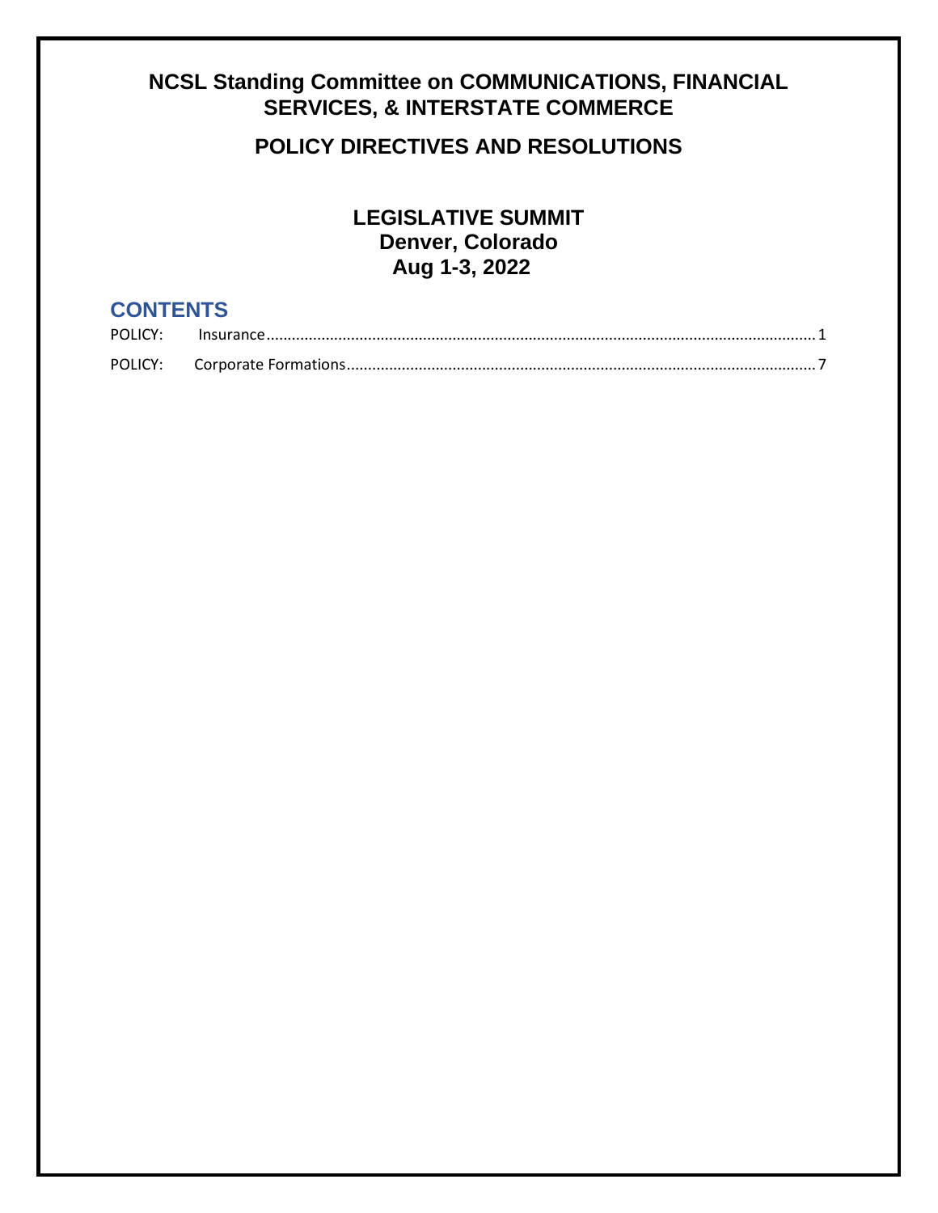# NCSL Standing Committee on COMMUNICATIONS, FINANCIAL SERVICES, & INTERSTATE COMMERCE

## POLICY DIRECTIVES AND RESOLUTIONS

### LEGISLATIVE SUMMIT
### Denver, Colorado
### Aug 1-3, 2022

## CONTENTS

POLICY: Insurance ........................................................................................................................ 1

POLICY: Corporate Formations ..................................................................................................... 7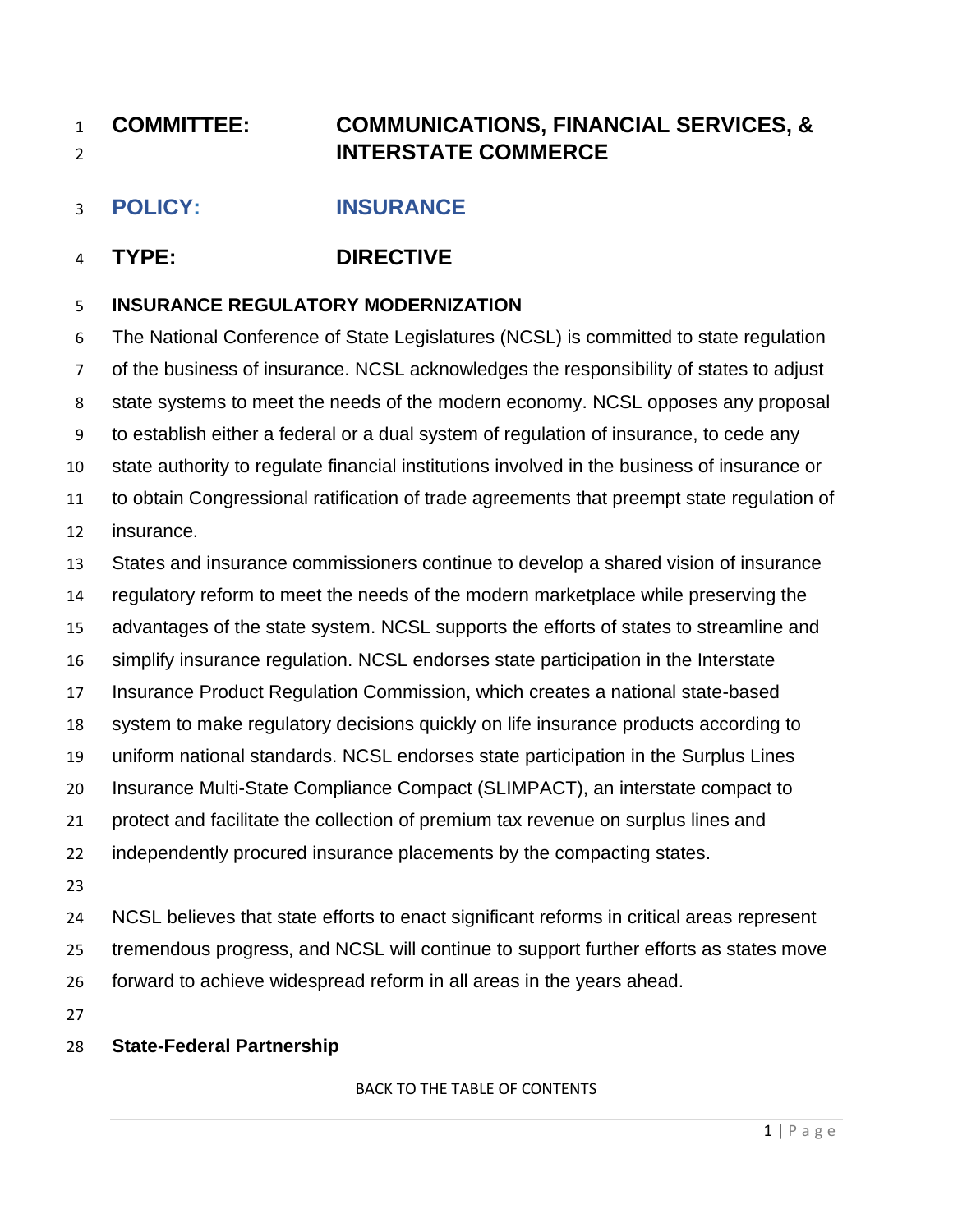**COMMITTEE:** **COMMUNICATIONS, FINANCIAL SERVICES, & INTERSTATE COMMERCE**

**POLICY:** **INSURANCE**

**TYPE:** **DIRECTIVE**

## INSURANCE REGULATORY MODERNIZATION

The National Conference of State Legislatures (NCSL) is committed to state regulation of the business of insurance. NCSL acknowledges the responsibility of states to adjust state systems to meet the needs of the modern economy. NCSL opposes any proposal to establish either a federal or a dual system of regulation of insurance, to cede any state authority to regulate financial institutions involved in the business of insurance or to obtain Congressional ratification of trade agreements that preempt state regulation of insurance.

States and insurance commissioners continue to develop a shared vision of insurance regulatory reform to meet the needs of the modern marketplace while preserving the advantages of the state system. NCSL supports the efforts of states to streamline and simplify insurance regulation. NCSL endorses state participation in the Interstate Insurance Product Regulation Commission, which creates a national state-based system to make regulatory decisions quickly on life insurance products according to uniform national standards. NCSL endorses state participation in the Surplus Lines Insurance Multi-State Compliance Compact (SLIMPACT), an interstate compact to protect and facilitate the collection of premium tax revenue on surplus lines and independently procured insurance placements by the compacting states.

NCSL believes that state efforts to enact significant reforms in critical areas represent tremendous progress, and NCSL will continue to support further efforts as states move forward to achieve widespread reform in all areas in the years ahead.

### State-Federal Partnership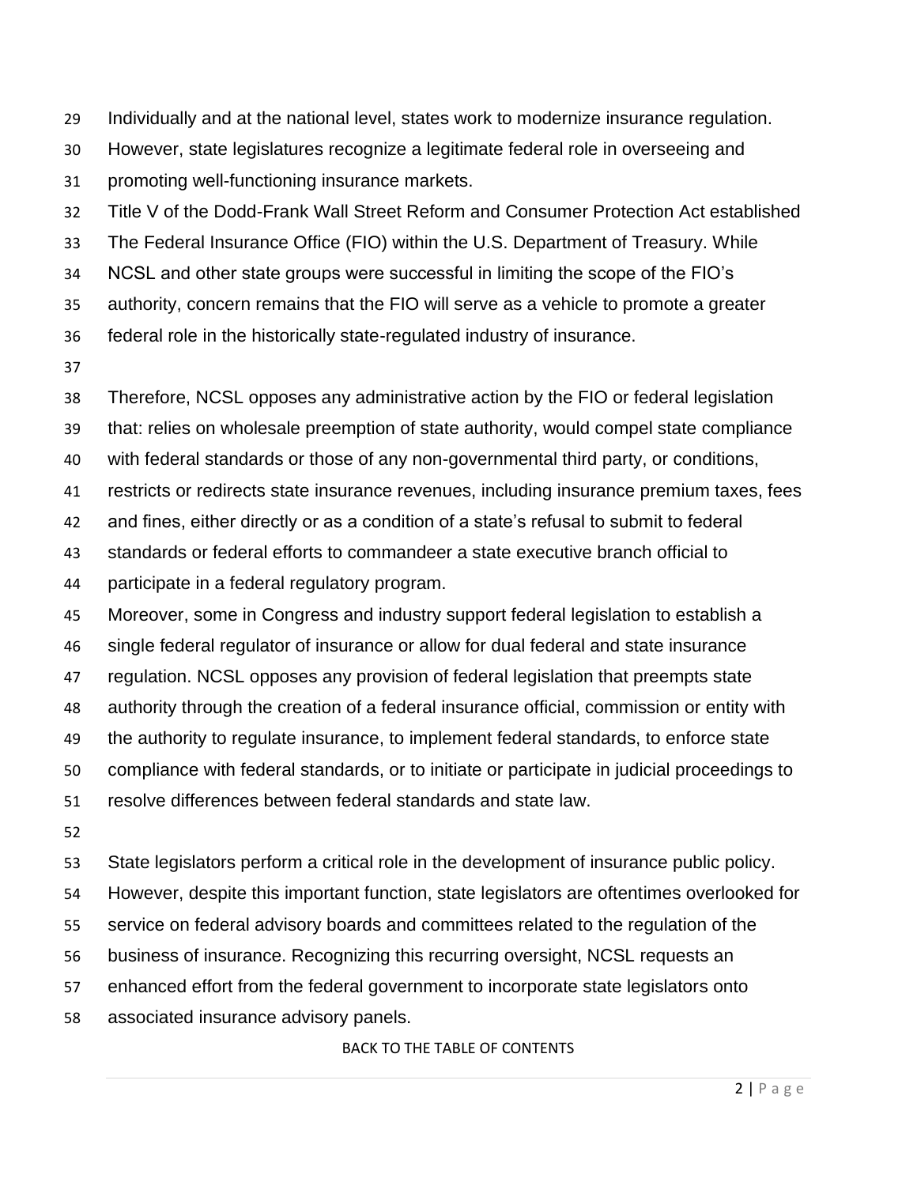Individually and at the national level, states work to modernize insurance regulation. However, state legislatures recognize a legitimate federal role in overseeing and promoting well-functioning insurance markets.

Title V of the Dodd-Frank Wall Street Reform and Consumer Protection Act established The Federal Insurance Office (FIO) within the U.S. Department of Treasury. While NCSL and other state groups were successful in limiting the scope of the FIO's authority, concern remains that the FIO will serve as a vehicle to promote a greater federal role in the historically state-regulated industry of insurance.

Therefore, NCSL opposes any administrative action by the FIO or federal legislation that: relies on wholesale preemption of state authority, would compel state compliance with federal standards or those of any non-governmental third party, or conditions, restricts or redirects state insurance revenues, including insurance premium taxes, fees and fines, either directly or as a condition of a state's refusal to submit to federal standards or federal efforts to commandeer a state executive branch official to participate in a federal regulatory program.

Moreover, some in Congress and industry support federal legislation to establish a single federal regulator of insurance or allow for dual federal and state insurance regulation. NCSL opposes any provision of federal legislation that preempts state authority through the creation of a federal insurance official, commission or entity with the authority to regulate insurance, to implement federal standards, to enforce state compliance with federal standards, or to initiate or participate in judicial proceedings to resolve differences between federal standards and state law.

State legislators perform a critical role in the development of insurance public policy. However, despite this important function, state legislators are oftentimes overlooked for service on federal advisory boards and committees related to the regulation of the business of insurance. Recognizing this recurring oversight, NCSL requests an enhanced effort from the federal government to incorporate state legislators onto associated insurance advisory panels.

BACK TO THE TABLE OF CONTENTS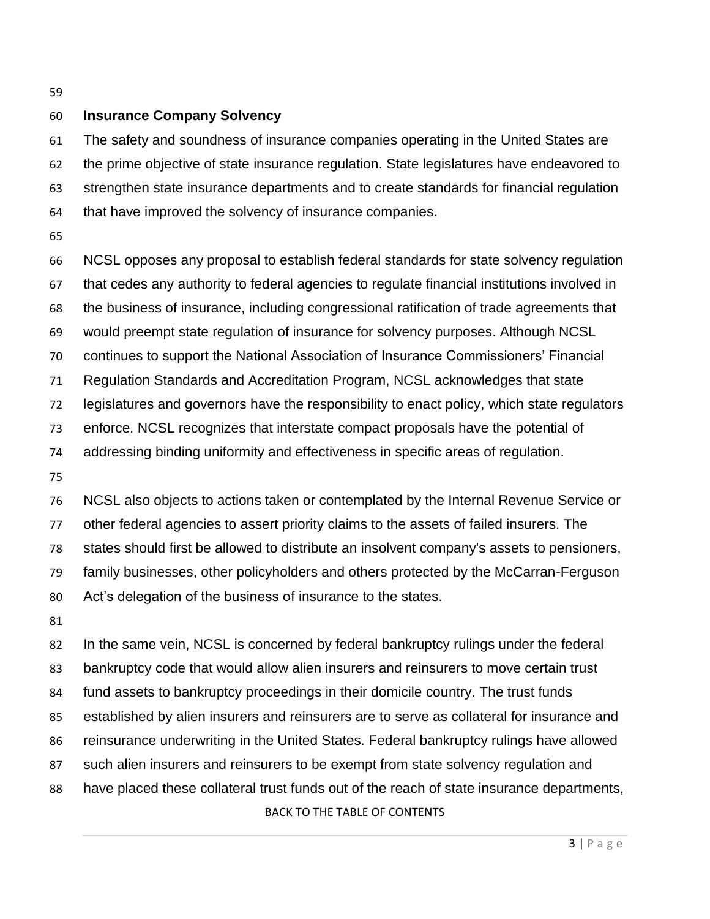## Insurance Company Solvency

The safety and soundness of insurance companies operating in the United States are the prime objective of state insurance regulation. State legislatures have endeavored to strengthen state insurance departments and to create standards for financial regulation that have improved the solvency of insurance companies.

NCSL opposes any proposal to establish federal standards for state solvency regulation that cedes any authority to federal agencies to regulate financial institutions involved in the business of insurance, including congressional ratification of trade agreements that would preempt state regulation of insurance for solvency purposes. Although NCSL continues to support the National Association of Insurance Commissioners' Financial Regulation Standards and Accreditation Program, NCSL acknowledges that state legislatures and governors have the responsibility to enact policy, which state regulators enforce. NCSL recognizes that interstate compact proposals have the potential of addressing binding uniformity and effectiveness in specific areas of regulation.

NCSL also objects to actions taken or contemplated by the Internal Revenue Service or other federal agencies to assert priority claims to the assets of failed insurers. The states should first be allowed to distribute an insolvent company's assets to pensioners, family businesses, other policyholders and others protected by the McCarran-Ferguson Act's delegation of the business of insurance to the states.

In the same vein, NCSL is concerned by federal bankruptcy rulings under the federal bankruptcy code that would allow alien insurers and reinsurers to move certain trust fund assets to bankruptcy proceedings in their domicile country. The trust funds established by alien insurers and reinsurers are to serve as collateral for insurance and reinsurance underwriting in the United States. Federal bankruptcy rulings have allowed such alien insurers and reinsurers to be exempt from state solvency regulation and have placed these collateral trust funds out of the reach of state insurance departments,

BACK TO THE TABLE OF CONTENTS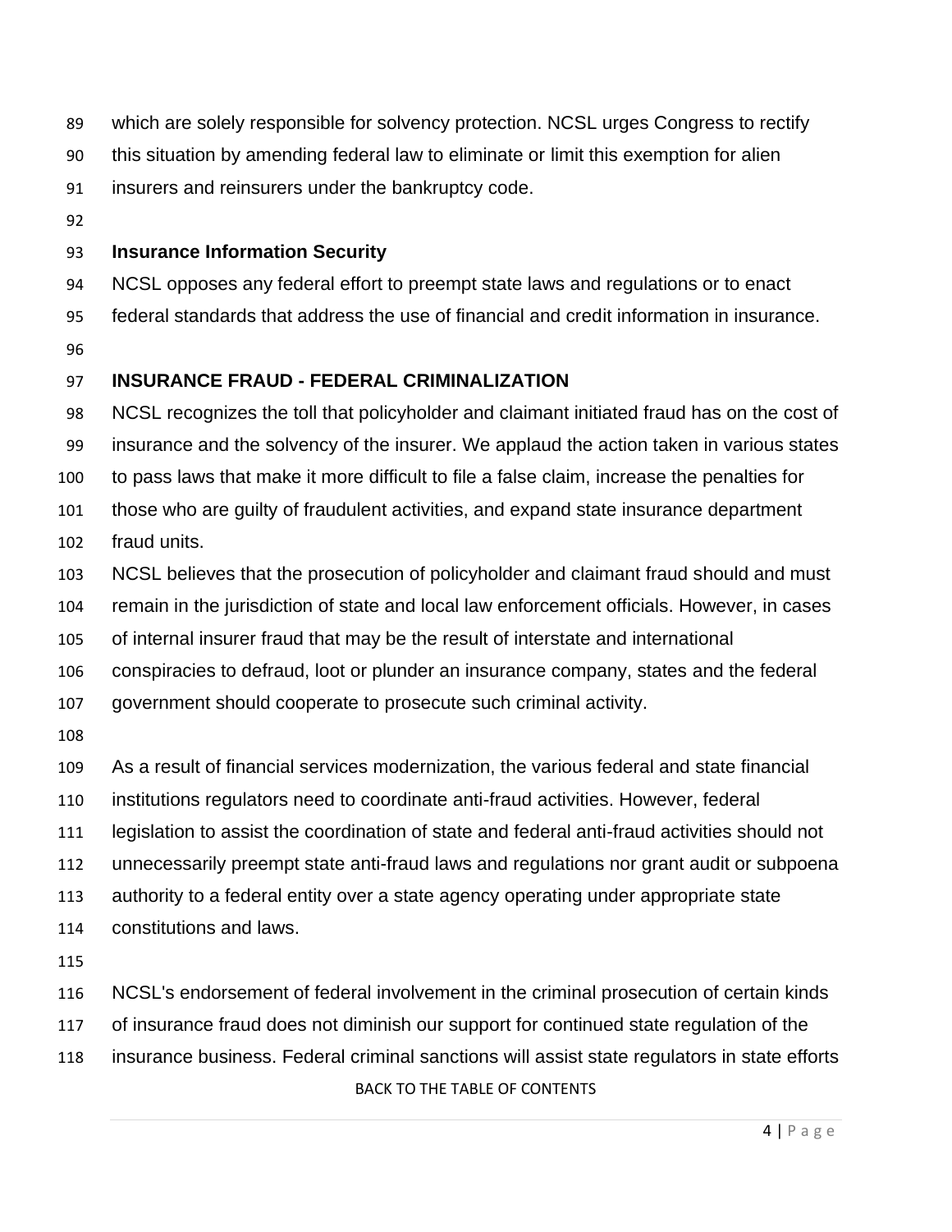which are solely responsible for solvency protection. NCSL urges Congress to rectify this situation by amending federal law to eliminate or limit this exemption for alien insurers and reinsurers under the bankruptcy code.

### Insurance Information Security

NCSL opposes any federal effort to preempt state laws and regulations or to enact federal standards that address the use of financial and credit information in insurance.

### INSURANCE FRAUD - FEDERAL CRIMINALIZATION

NCSL recognizes the toll that policyholder and claimant initiated fraud has on the cost of insurance and the solvency of the insurer. We applaud the action taken in various states to pass laws that make it more difficult to file a false claim, increase the penalties for those who are guilty of fraudulent activities, and expand state insurance department fraud units.

NCSL believes that the prosecution of policyholder and claimant fraud should and must remain in the jurisdiction of state and local law enforcement officials. However, in cases of internal insurer fraud that may be the result of interstate and international conspiracies to defraud, loot or plunder an insurance company, states and the federal government should cooperate to prosecute such criminal activity.

As a result of financial services modernization, the various federal and state financial institutions regulators need to coordinate anti-fraud activities. However, federal legislation to assist the coordination of state and federal anti-fraud activities should not unnecessarily preempt state anti-fraud laws and regulations nor grant audit or subpoena authority to a federal entity over a state agency operating under appropriate state constitutions and laws.

NCSL's endorsement of federal involvement in the criminal prosecution of certain kinds of insurance fraud does not diminish our support for continued state regulation of the insurance business. Federal criminal sanctions will assist state regulators in state efforts

BACK TO THE TABLE OF CONTENTS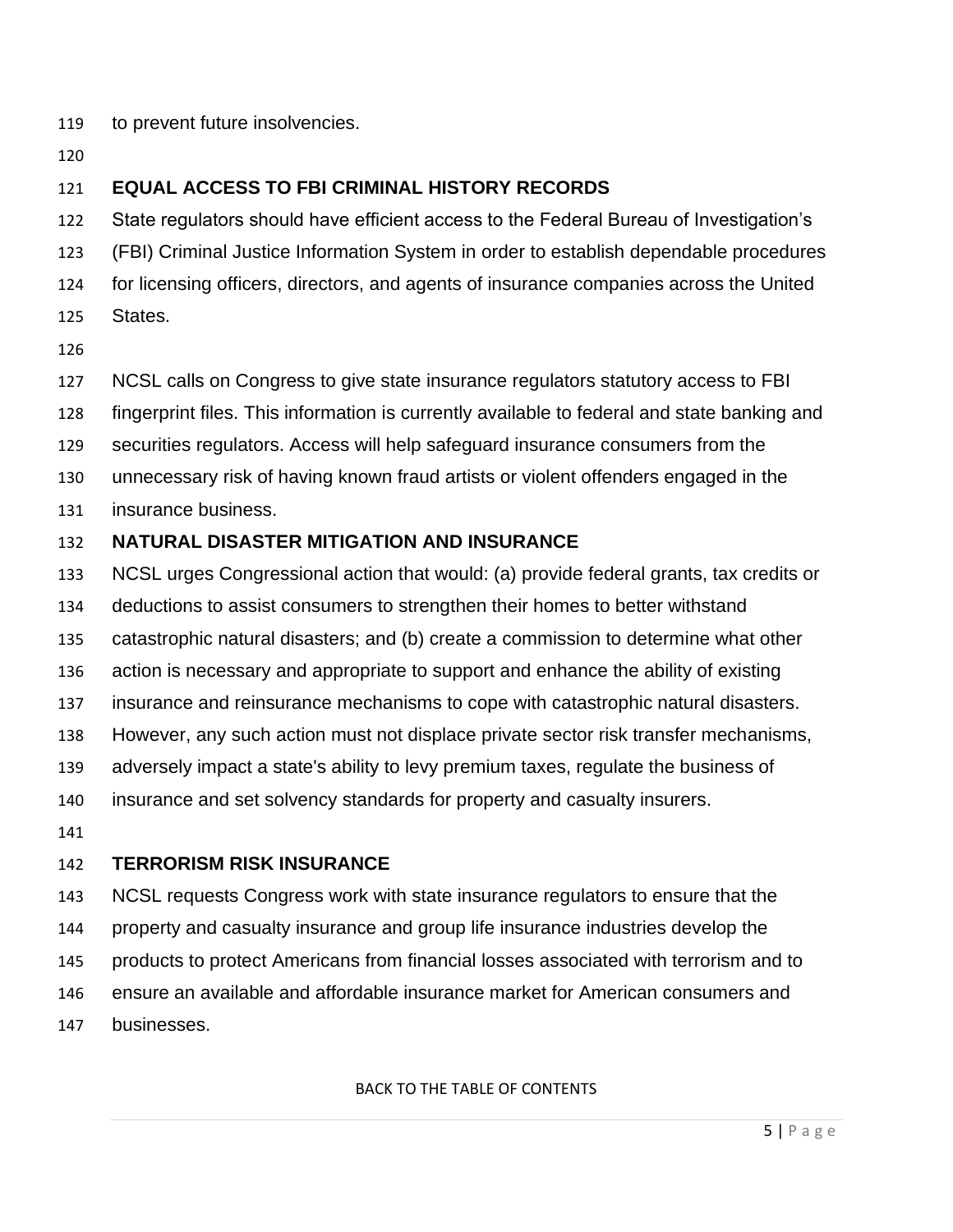to prevent future insolvencies.

## EQUAL ACCESS TO FBI CRIMINAL HISTORY RECORDS

State regulators should have efficient access to the Federal Bureau of Investigation's (FBI) Criminal Justice Information System in order to establish dependable procedures for licensing officers, directors, and agents of insurance companies across the United States.

NCSL calls on Congress to give state insurance regulators statutory access to FBI fingerprint files. This information is currently available to federal and state banking and securities regulators. Access will help safeguard insurance consumers from the unnecessary risk of having known fraud artists or violent offenders engaged in the insurance business.

## NATURAL DISASTER MITIGATION AND INSURANCE

NCSL urges Congressional action that would: (a) provide federal grants, tax credits or deductions to assist consumers to strengthen their homes to better withstand catastrophic natural disasters; and (b) create a commission to determine what other action is necessary and appropriate to support and enhance the ability of existing insurance and reinsurance mechanisms to cope with catastrophic natural disasters. However, any such action must not displace private sector risk transfer mechanisms, adversely impact a state's ability to levy premium taxes, regulate the business of insurance and set solvency standards for property and casualty insurers.

## TERRORISM RISK INSURANCE

NCSL requests Congress work with state insurance regulators to ensure that the property and casualty insurance and group life insurance industries develop the products to protect Americans from financial losses associated with terrorism and to ensure an available and affordable insurance market for American consumers and businesses.

BACK TO THE TABLE OF CONTENTS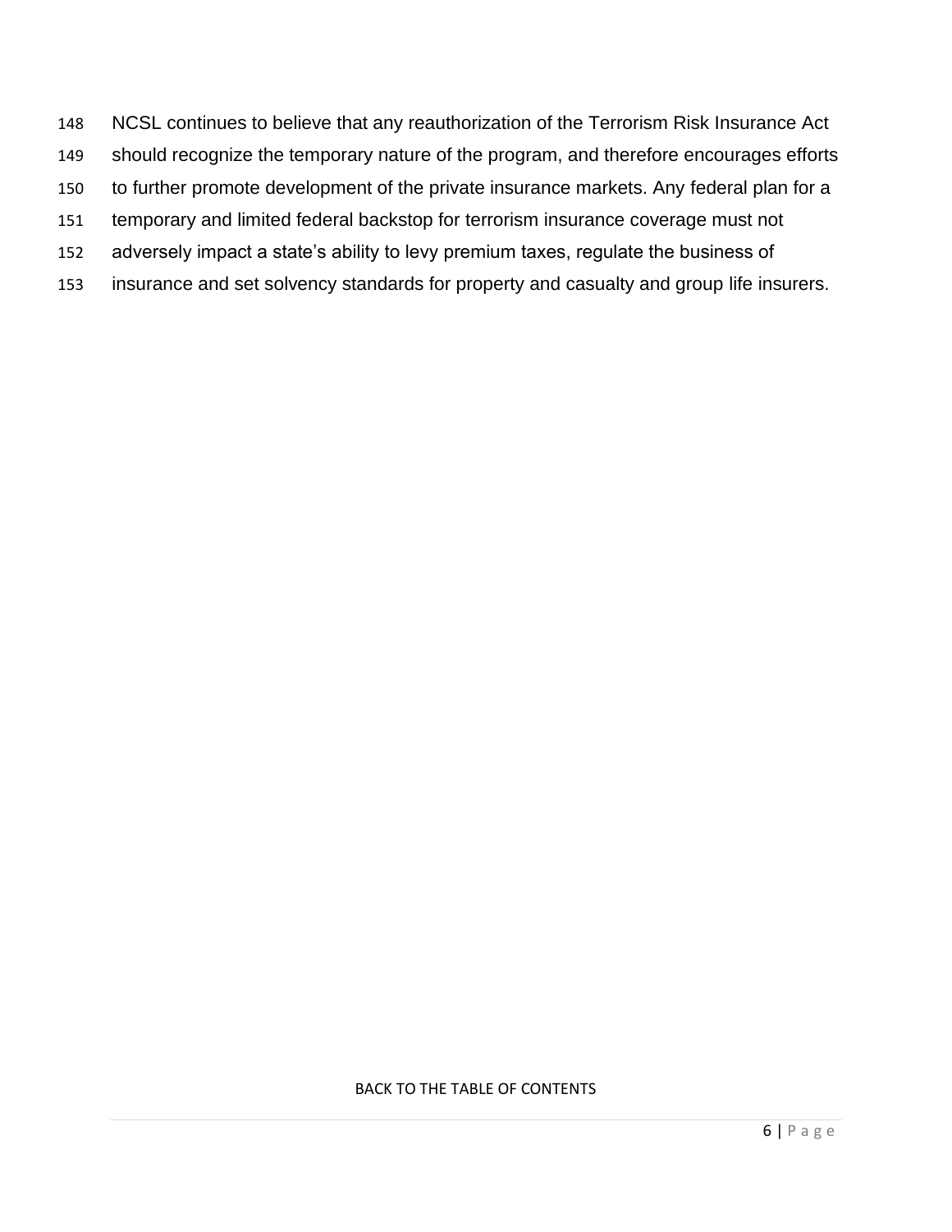NCSL continues to believe that any reauthorization of the Terrorism Risk Insurance Act should recognize the temporary nature of the program, and therefore encourages efforts to further promote development of the private insurance markets. Any federal plan for a temporary and limited federal backstop for terrorism insurance coverage must not adversely impact a state's ability to levy premium taxes, regulate the business of insurance and set solvency standards for property and casualty and group life insurers.

BACK TO THE TABLE OF CONTENTS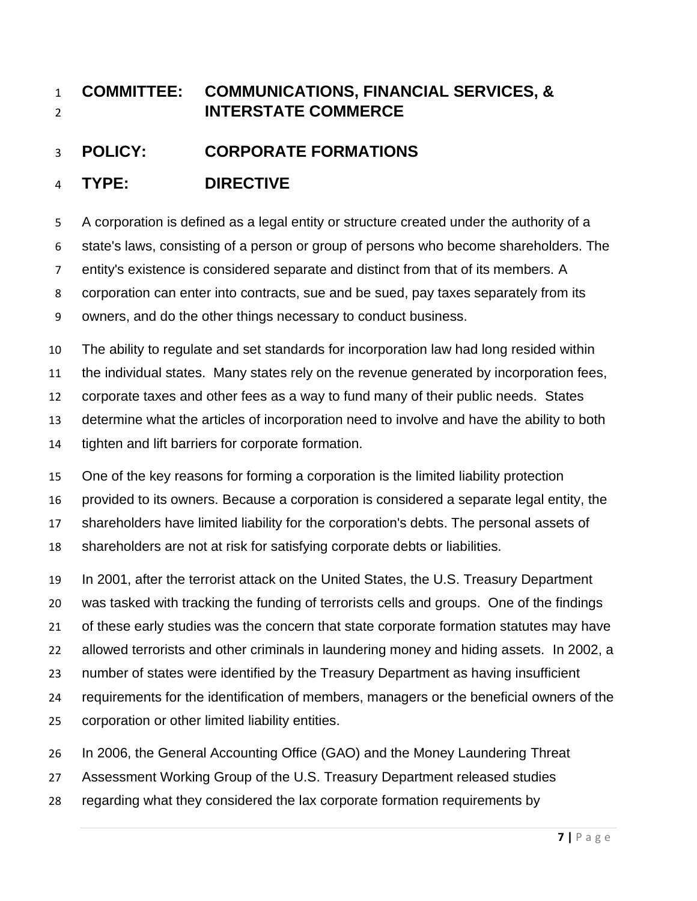**COMMITTEE: COMMUNICATIONS, FINANCIAL SERVICES, & INTERSTATE COMMERCE**

**POLICY: CORPORATE FORMATIONS**

**TYPE: DIRECTIVE**

A corporation is defined as a legal entity or structure created under the authority of a state's laws, consisting of a person or group of persons who become shareholders. The entity's existence is considered separate and distinct from that of its members. A corporation can enter into contracts, sue and be sued, pay taxes separately from its owners, and do the other things necessary to conduct business.

The ability to regulate and set standards for incorporation law had long resided within the individual states. Many states rely on the revenue generated by incorporation fees, corporate taxes and other fees as a way to fund many of their public needs. States determine what the articles of incorporation need to involve and have the ability to both tighten and lift barriers for corporate formation.

One of the key reasons for forming a corporation is the limited liability protection provided to its owners. Because a corporation is considered a separate legal entity, the shareholders have limited liability for the corporation's debts. The personal assets of shareholders are not at risk for satisfying corporate debts or liabilities.

In 2001, after the terrorist attack on the United States, the U.S. Treasury Department was tasked with tracking the funding of terrorists cells and groups. One of the findings of these early studies was the concern that state corporate formation statutes may have allowed terrorists and other criminals in laundering money and hiding assets. In 2002, a number of states were identified by the Treasury Department as having insufficient requirements for the identification of members, managers or the beneficial owners of the corporation or other limited liability entities.

In 2006, the General Accounting Office (GAO) and the Money Laundering Threat Assessment Working Group of the U.S. Treasury Department released studies regarding what they considered the lax corporate formation requirements by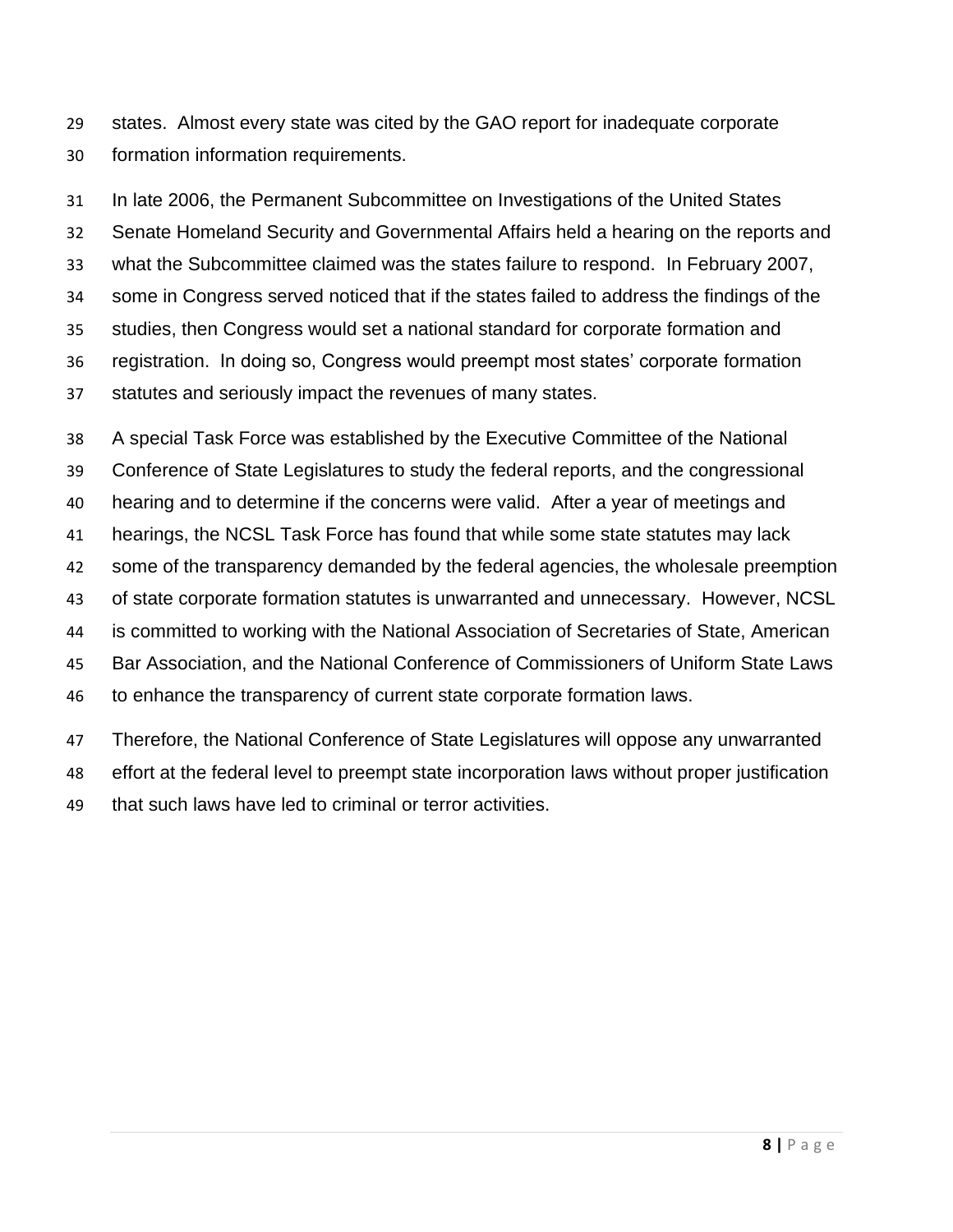states. Almost every state was cited by the GAO report for inadequate corporate formation information requirements.

In late 2006, the Permanent Subcommittee on Investigations of the United States Senate Homeland Security and Governmental Affairs held a hearing on the reports and what the Subcommittee claimed was the states failure to respond. In February 2007, some in Congress served noticed that if the states failed to address the findings of the studies, then Congress would set a national standard for corporate formation and registration. In doing so, Congress would preempt most states' corporate formation statutes and seriously impact the revenues of many states.

A special Task Force was established by the Executive Committee of the National Conference of State Legislatures to study the federal reports, and the congressional hearing and to determine if the concerns were valid. After a year of meetings and hearings, the NCSL Task Force has found that while some state statutes may lack some of the transparency demanded by the federal agencies, the wholesale preemption of state corporate formation statutes is unwarranted and unnecessary. However, NCSL is committed to working with the National Association of Secretaries of State, American Bar Association, and the National Conference of Commissioners of Uniform State Laws to enhance the transparency of current state corporate formation laws.

Therefore, the National Conference of State Legislatures will oppose any unwarranted effort at the federal level to preempt state incorporation laws without proper justification that such laws have led to criminal or terror activities.